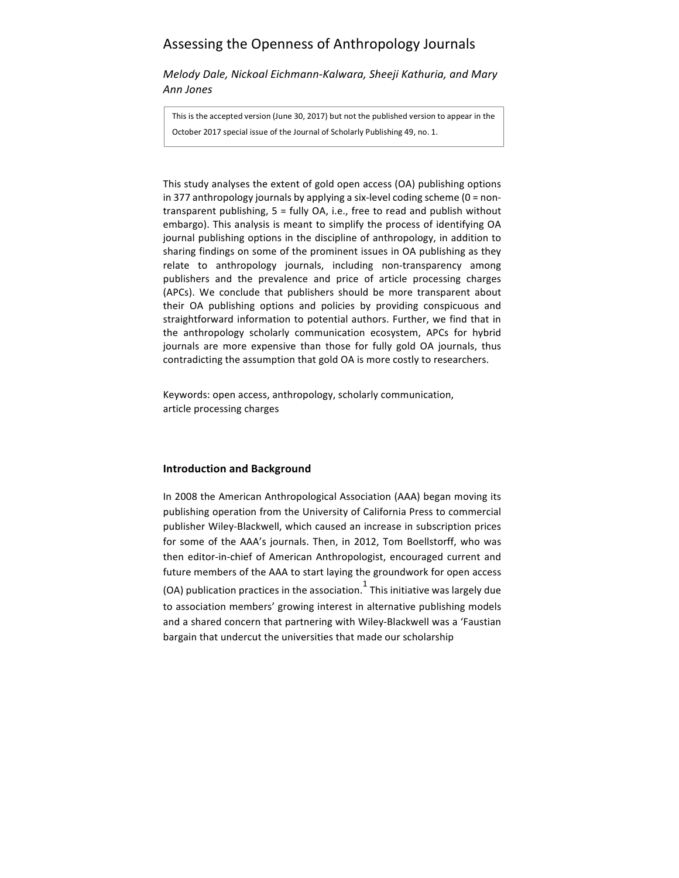# Assessing the Openness of Anthropology Journals

*Melody Dale, Nickoal Eichmann-Kalwara, Sheeji Kathuria, and Mary Ann Jones*

> This is the accepted version (June 30, 2017) but not the published version to appear in the October 2017 special issue of the Journal of Scholarly Publishing 49, no. 1.

This study analyses the extent of gold open access (OA) publishing options in 377 anthropology journals by applying a six-level coding scheme (0 = non-transparent publishing, 5 = fully OA, i.e., free to read and publish without embargo). This analysis is meant to simplify the process of identifying OA journal publishing options in the discipline of anthropology, in addition to sharing findings on some of the prominent issues in OA publishing as they relate to anthropology journals, including non-transparency among publishers and the prevalence and price of article processing charges (APCs). We conclude that publishers should be more transparent about their OA publishing options and policies by providing conspicuous and straightforward information to potential authors. Further, we find that in the anthropology scholarly communication ecosystem, APCs for hybrid journals are more expensive than those for fully gold OA journals, thus contradicting the assumption that gold OA is more costly to researchers.

Keywords: open access, anthropology, scholarly communication, article processing charges

## Introduction and Background

In 2008 the American Anthropological Association (AAA) began moving its publishing operation from the University of California Press to commercial publisher Wiley-Blackwell, which caused an increase in subscription prices for some of the AAA's journals. Then, in 2012, Tom Boellstorff, who was then editor-in-chief of American Anthropologist, encouraged current and future members of the AAA to start laying the groundwork for open access (OA) publication practices in the association.[1] This initiative was largely due to association members' growing interest in alternative publishing models and a shared concern that partnering with Wiley-Blackwell was a 'Faustian bargain that undercut the universities that made our scholarship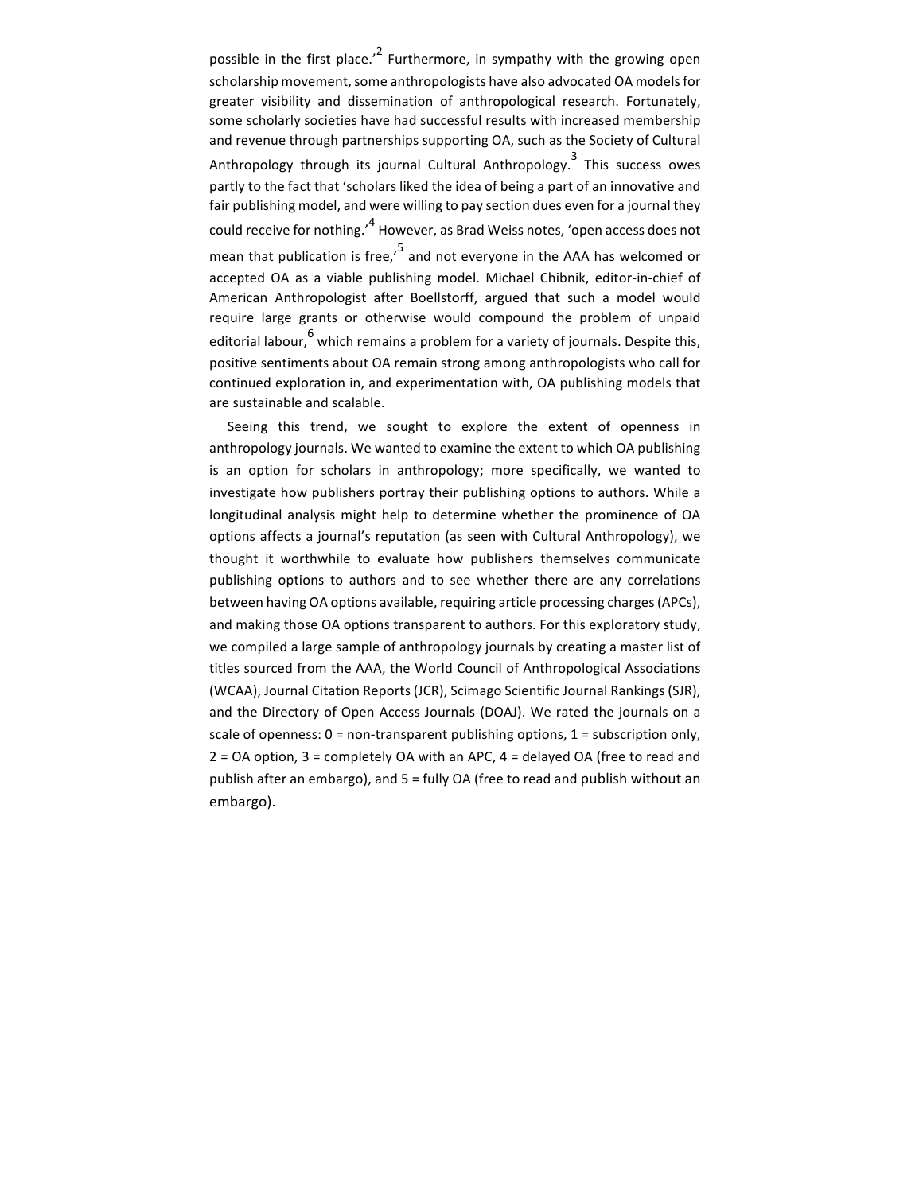possible in the first place.'[2] Furthermore, in sympathy with the growing open scholarship movement, some anthropologists have also advocated OA models for greater visibility and dissemination of anthropological research. Fortunately, some scholarly societies have had successful results with increased membership and revenue through partnerships supporting OA, such as the Society of Cultural Anthropology through its journal Cultural Anthropology.[3] This success owes partly to the fact that 'scholars liked the idea of being a part of an innovative and fair publishing model, and were willing to pay section dues even for a journal they could receive for nothing.'[4] However, as Brad Weiss notes, 'open access does not mean that publication is free,'[5] and not everyone in the AAA has welcomed or accepted OA as a viable publishing model. Michael Chibnik, editor-in-chief of American Anthropologist after Boellstorff, argued that such a model would require large grants or otherwise would compound the problem of unpaid editorial labour,[6] which remains a problem for a variety of journals. Despite this, positive sentiments about OA remain strong among anthropologists who call for continued exploration in, and experimentation with, OA publishing models that are sustainable and scalable.

Seeing this trend, we sought to explore the extent of openness in anthropology journals. We wanted to examine the extent to which OA publishing is an option for scholars in anthropology; more specifically, we wanted to investigate how publishers portray their publishing options to authors. While a longitudinal analysis might help to determine whether the prominence of OA options affects a journal's reputation (as seen with Cultural Anthropology), we thought it worthwhile to evaluate how publishers themselves communicate publishing options to authors and to see whether there are any correlations between having OA options available, requiring article processing charges (APCs), and making those OA options transparent to authors. For this exploratory study, we compiled a large sample of anthropology journals by creating a master list of titles sourced from the AAA, the World Council of Anthropological Associations (WCAA), Journal Citation Reports (JCR), Scimago Scientific Journal Rankings (SJR), and the Directory of Open Access Journals (DOAJ). We rated the journals on a scale of openness: 0 = non-transparent publishing options, 1 = subscription only, 2 = OA option, 3 = completely OA with an APC, 4 = delayed OA (free to read and publish after an embargo), and 5 = fully OA (free to read and publish without an embargo).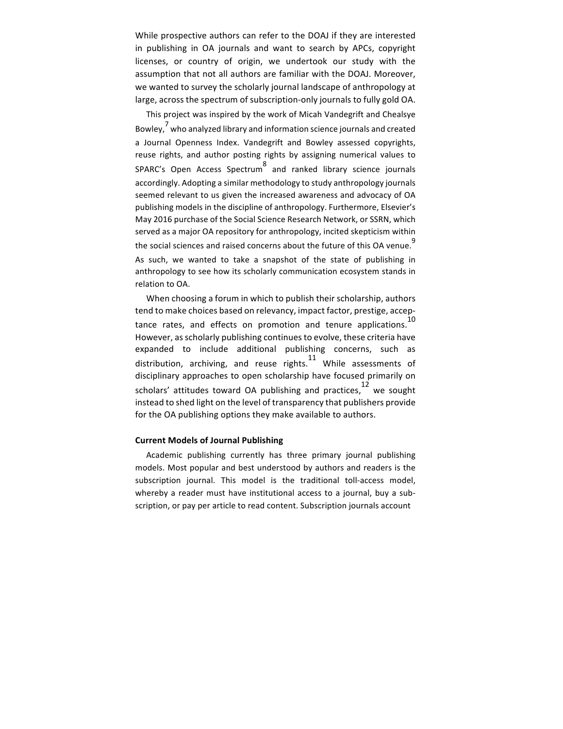While prospective authors can refer to the DOAJ if they are interested in publishing in OA journals and want to search by APCs, copyright licenses, or country of origin, we undertook our study with the assumption that not all authors are familiar with the DOAJ. Moreover, we wanted to survey the scholarly journal landscape of anthropology at large, across the spectrum of subscription-only journals to fully gold OA.

This project was inspired by the work of Micah Vandegrift and Chealsye Bowley,[7] who analyzed library and information science journals and created a Journal Openness Index. Vandegrift and Bowley assessed copyrights, reuse rights, and author posting rights by assigning numerical values to SPARC's Open Access Spectrum[8] and ranked library science journals accordingly. Adopting a similar methodology to study anthropology journals seemed relevant to us given the increased awareness and advocacy of OA publishing models in the discipline of anthropology. Furthermore, Elsevier's May 2016 purchase of the Social Science Research Network, or SSRN, which served as a major OA repository for anthropology, incited skepticism within the social sciences and raised concerns about the future of this OA venue.[9] As such, we wanted to take a snapshot of the state of publishing in anthropology to see how its scholarly communication ecosystem stands in relation to OA.

When choosing a forum in which to publish their scholarship, authors tend to make choices based on relevancy, impact factor, prestige, acceptance rates, and effects on promotion and tenure applications.[10] However, as scholarly publishing continues to evolve, these criteria have expanded to include additional publishing concerns, such as distribution, archiving, and reuse rights.[11] While assessments of disciplinary approaches to open scholarship have focused primarily on scholars' attitudes toward OA publishing and practices,[12] we sought instead to shed light on the level of transparency that publishers provide for the OA publishing options they make available to authors.

**Current Models of Journal Publishing**

Academic publishing currently has three primary journal publishing models. Most popular and best understood by authors and readers is the subscription journal. This model is the traditional toll-access model, whereby a reader must have institutional access to a journal, buy a subscription, or pay per article to read content. Subscription journals account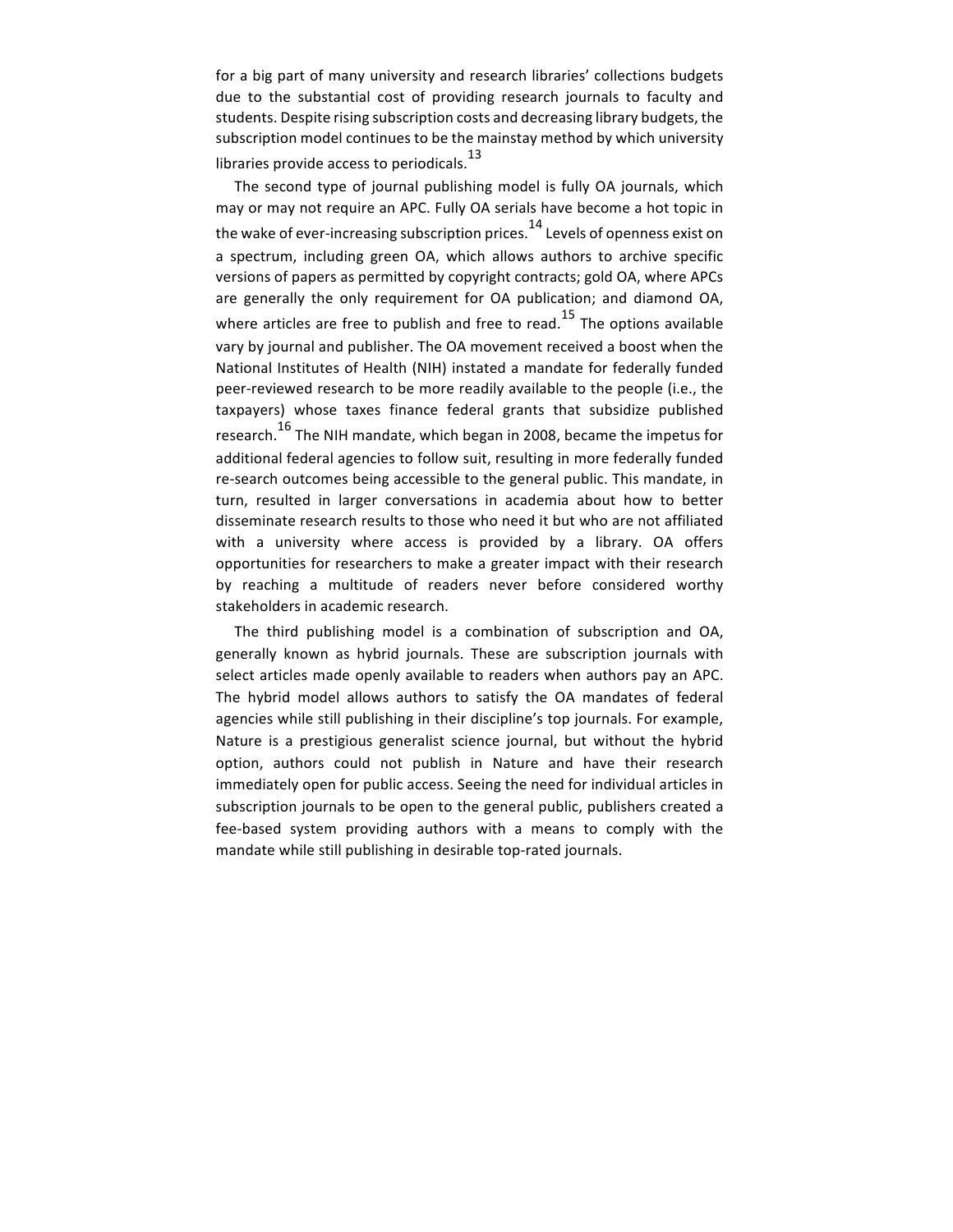for a big part of many university and research libraries' collections budgets due to the substantial cost of providing research journals to faculty and students. Despite rising subscription costs and decreasing library budgets, the subscription model continues to be the mainstay method by which university libraries provide access to periodicals.[13]

The second type of journal publishing model is fully OA journals, which may or may not require an APC. Fully OA serials have become a hot topic in the wake of ever-increasing subscription prices.[14] Levels of openness exist on a spectrum, including green OA, which allows authors to archive specific versions of papers as permitted by copyright contracts; gold OA, where APCs are generally the only requirement for OA publication; and diamond OA, where articles are free to publish and free to read.[15] The options available vary by journal and publisher. The OA movement received a boost when the National Institutes of Health (NIH) instated a mandate for federally funded peer-reviewed research to be more readily available to the people (i.e., the taxpayers) whose taxes finance federal grants that subsidize published research.[16] The NIH mandate, which began in 2008, became the impetus for additional federal agencies to follow suit, resulting in more federally funded re-search outcomes being accessible to the general public. This mandate, in turn, resulted in larger conversations in academia about how to better disseminate research results to those who need it but who are not affiliated with a university where access is provided by a library. OA offers opportunities for researchers to make a greater impact with their research by reaching a multitude of readers never before considered worthy stakeholders in academic research.

The third publishing model is a combination of subscription and OA, generally known as hybrid journals. These are subscription journals with select articles made openly available to readers when authors pay an APC. The hybrid model allows authors to satisfy the OA mandates of federal agencies while still publishing in their discipline's top journals. For example, Nature is a prestigious generalist science journal, but without the hybrid option, authors could not publish in Nature and have their research immediately open for public access. Seeing the need for individual articles in subscription journals to be open to the general public, publishers created a fee-based system providing authors with a means to comply with the mandate while still publishing in desirable top-rated journals.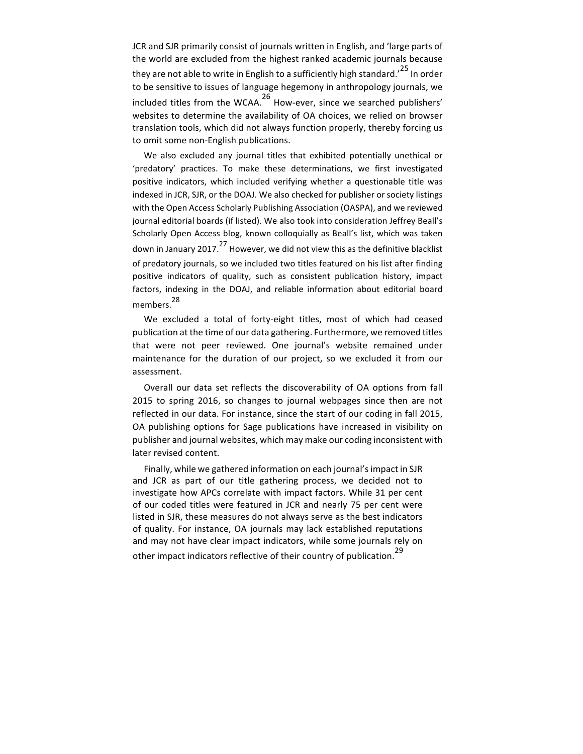JCR and SJR primarily consist of journals written in English, and 'large parts of the world are excluded from the highest ranked academic journals because they are not able to write in English to a sufficiently high standard.'[25] In order to be sensitive to issues of language hegemony in anthropology journals, we included titles from the WCAA.[26] How-ever, since we searched publishers' websites to determine the availability of OA choices, we relied on browser translation tools, which did not always function properly, thereby forcing us to omit some non-English publications.

We also excluded any journal titles that exhibited potentially unethical or 'predatory' practices. To make these determinations, we first investigated positive indicators, which included verifying whether a questionable title was indexed in JCR, SJR, or the DOAJ. We also checked for publisher or society listings with the Open Access Scholarly Publishing Association (OASPA), and we reviewed journal editorial boards (if listed). We also took into consideration Jeffrey Beall's Scholarly Open Access blog, known colloquially as Beall's list, which was taken down in January 2017.[27] However, we did not view this as the definitive blacklist of predatory journals, so we included two titles featured on his list after finding positive indicators of quality, such as consistent publication history, impact factors, indexing in the DOAJ, and reliable information about editorial board members.[28]

We excluded a total of forty-eight titles, most of which had ceased publication at the time of our data gathering. Furthermore, we removed titles that were not peer reviewed. One journal's website remained under maintenance for the duration of our project, so we excluded it from our assessment.

Overall our data set reflects the discoverability of OA options from fall 2015 to spring 2016, so changes to journal webpages since then are not reflected in our data. For instance, since the start of our coding in fall 2015, OA publishing options for Sage publications have increased in visibility on publisher and journal websites, which may make our coding inconsistent with later revised content.

Finally, while we gathered information on each journal's impact in SJR and JCR as part of our title gathering process, we decided not to investigate how APCs correlate with impact factors. While 31 per cent of our coded titles were featured in JCR and nearly 75 per cent were listed in SJR, these measures do not always serve as the best indicators of quality. For instance, OA journals may lack established reputations and may not have clear impact indicators, while some journals rely on other impact indicators reflective of their country of publication.[29]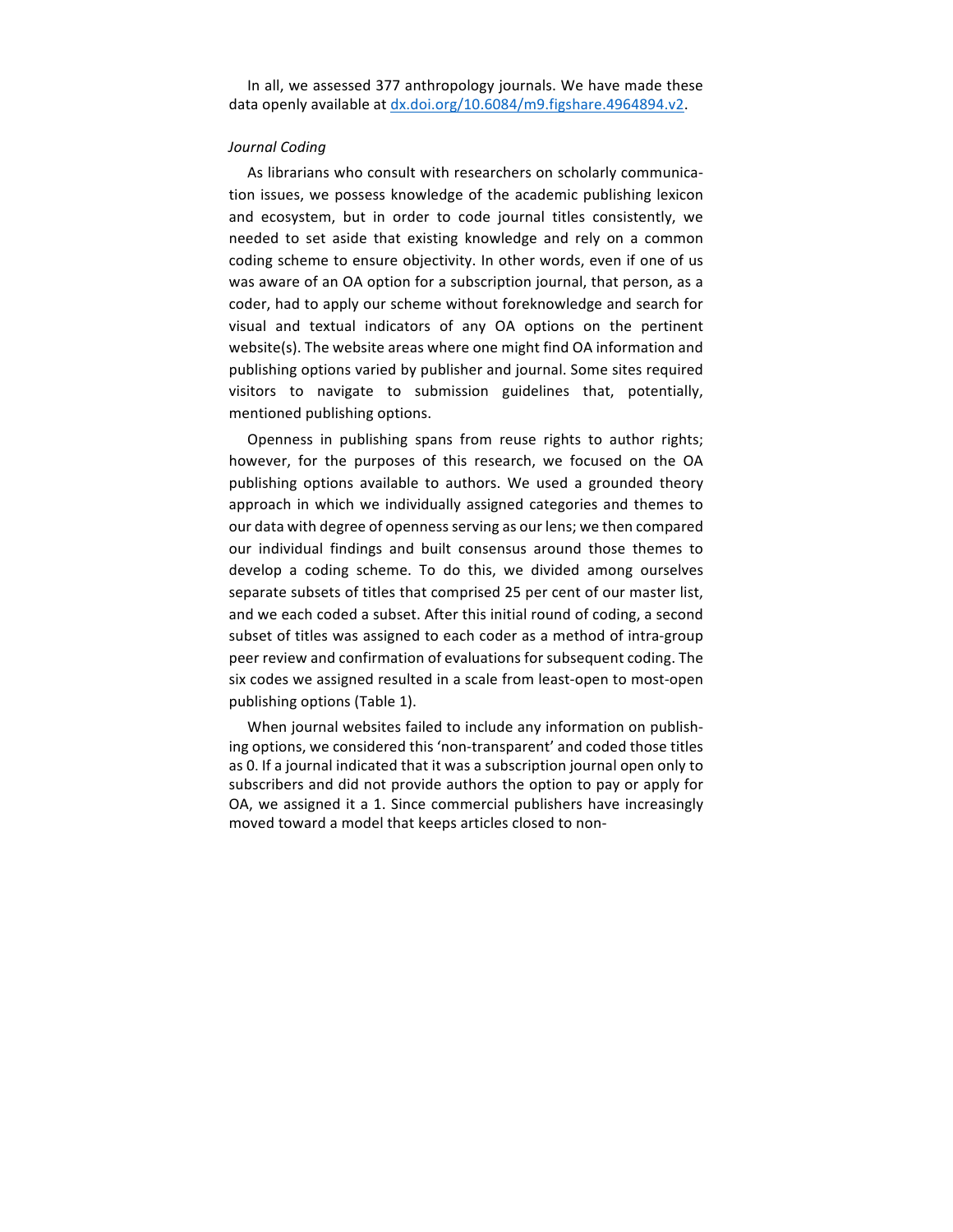In all, we assessed 377 anthropology journals. We have made these data openly available at [dx.doi.org/10.6084/m9.figshare.4964894.v2](http://dx.doi.org/10.6084/m9.figshare.4964894.v2).

### *Journal Coding*

As librarians who consult with researchers on scholarly communication issues, we possess knowledge of the academic publishing lexicon and ecosystem, but in order to code journal titles consistently, we needed to set aside that existing knowledge and rely on a common coding scheme to ensure objectivity. In other words, even if one of us was aware of an OA option for a subscription journal, that person, as a coder, had to apply our scheme without foreknowledge and search for visual and textual indicators of any OA options on the pertinent website(s). The website areas where one might find OA information and publishing options varied by publisher and journal. Some sites required visitors to navigate to submission guidelines that, potentially, mentioned publishing options.

Openness in publishing spans from reuse rights to author rights; however, for the purposes of this research, we focused on the OA publishing options available to authors. We used a grounded theory approach in which we individually assigned categories and themes to our data with degree of openness serving as our lens; we then compared our individual findings and built consensus around those themes to develop a coding scheme. To do this, we divided among ourselves separate subsets of titles that comprised 25 per cent of our master list, and we each coded a subset. After this initial round of coding, a second subset of titles was assigned to each coder as a method of intra-group peer review and confirmation of evaluations for subsequent coding. The six codes we assigned resulted in a scale from least-open to most-open publishing options (Table 1).

When journal websites failed to include any information on publishing options, we considered this 'non-transparent' and coded those titles as 0. If a journal indicated that it was a subscription journal open only to subscribers and did not provide authors the option to pay or apply for OA, we assigned it a 1. Since commercial publishers have increasingly moved toward a model that keeps articles closed to non-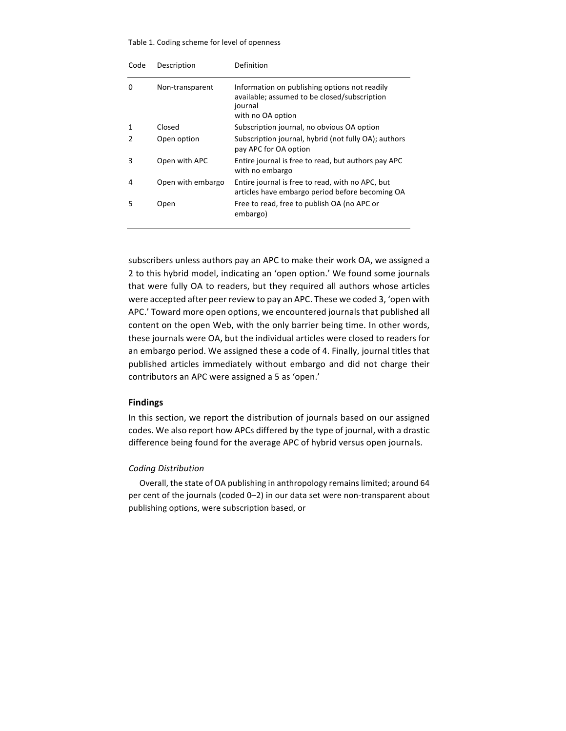Table 1. Coding scheme for level of openness

| Code | Description | Definition |
|---|---|---|
| 0 | Non-transparent | Information on publishing options not readily available; assumed to be closed/subscription journal with no OA option |
| 1 | Closed | Subscription journal, no obvious OA option |
| 2 | Open option | Subscription journal, hybrid (not fully OA); authors pay APC for OA option |
| 3 | Open with APC | Entire journal is free to read, but authors pay APC with no embargo |
| 4 | Open with embargo | Entire journal is free to read, with no APC, but articles have embargo period before becoming OA |
| 5 | Open | Free to read, free to publish OA (no APC or embargo) |

subscribers unless authors pay an APC to make their work OA, we assigned a 2 to this hybrid model, indicating an 'open option.' We found some journals that were fully OA to readers, but they required all authors whose articles were accepted after peer review to pay an APC. These we coded 3, 'open with APC.' Toward more open options, we encountered journals that published all content on the open Web, with the only barrier being time. In other words, these journals were OA, but the individual articles were closed to readers for an embargo period. We assigned these a code of 4. Finally, journal titles that published articles immediately without embargo and did not charge their contributors an APC were assigned a 5 as 'open.'

## Findings

In this section, we report the distribution of journals based on our assigned codes. We also report how APCs differed by the type of journal, with a drastic difference being found for the average APC of hybrid versus open journals.

### *Coding Distribution*

Overall, the state of OA publishing in anthropology remains limited; around 64 per cent of the journals (coded 0–2) in our data set were non-transparent about publishing options, were subscription based, or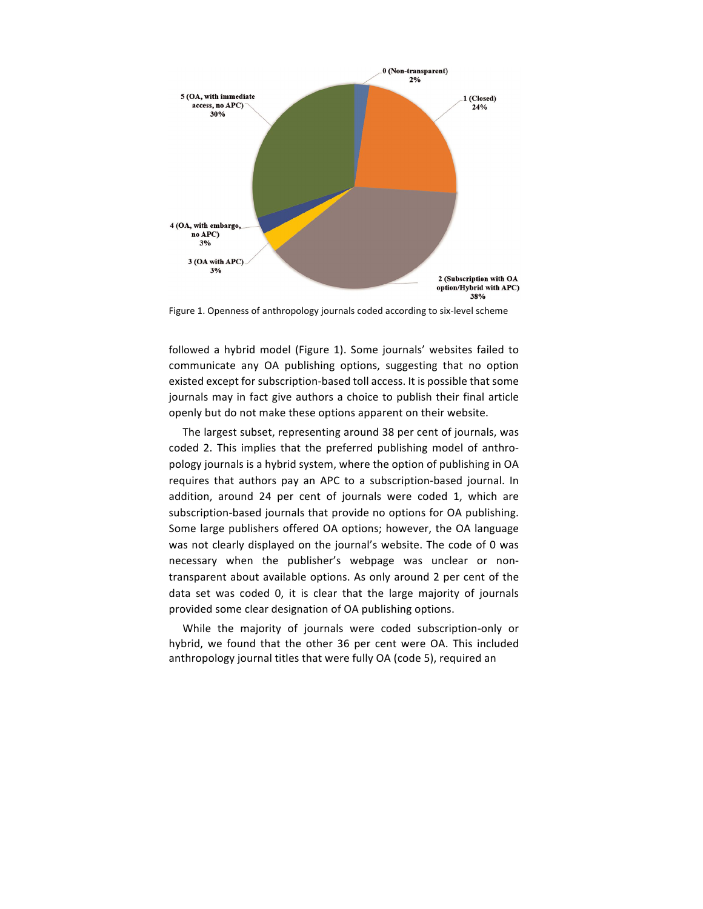Figure 1. Openness of anthropology journals coded according to six-level scheme

followed a hybrid model (Figure 1). Some journals' websites failed to communicate any OA publishing options, suggesting that no option existed except for subscription-based toll access. It is possible that some journals may in fact give authors a choice to publish their final article openly but do not make these options apparent on their website.

The largest subset, representing around 38 per cent of journals, was coded 2. This implies that the preferred publishing model of anthropology journals is a hybrid system, where the option of publishing in OA requires that authors pay an APC to a subscription-based journal. In addition, around 24 per cent of journals were coded 1, which are subscription-based journals that provide no options for OA publishing. Some large publishers offered OA options; however, the OA language was not clearly displayed on the journal's website. The code of 0 was necessary when the publisher's webpage was unclear or non-transparent about available options. As only around 2 per cent of the data set was coded 0, it is clear that the large majority of journals provided some clear designation of OA publishing options.

While the majority of journals were coded subscription-only or hybrid, we found that the other 36 per cent were OA. This included anthropology journal titles that were fully OA (code 5), required an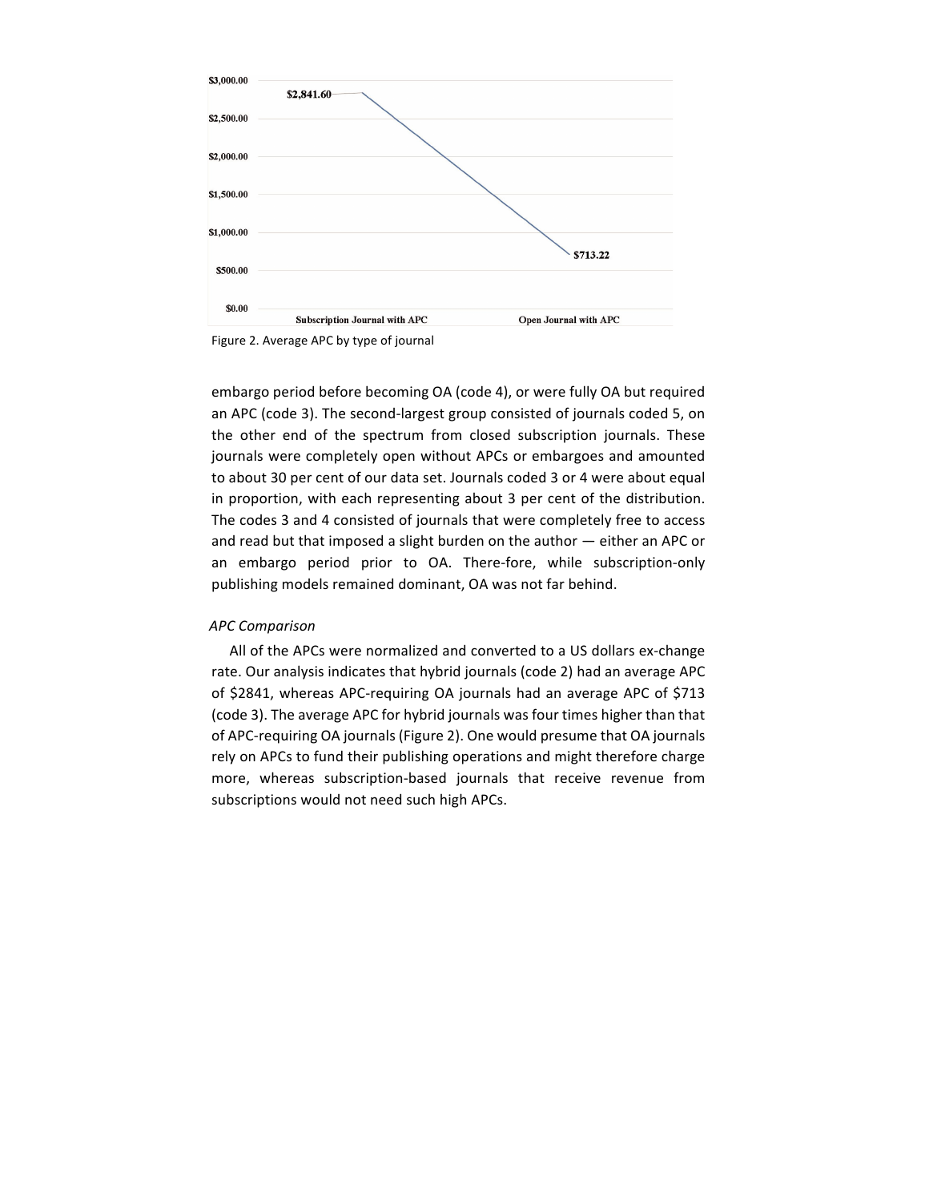Figure 2. Average APC by type of journal

embargo period before becoming OA (code 4), or were fully OA but required an APC (code 3). The second-largest group consisted of journals coded 5, on the other end of the spectrum from closed subscription journals. These journals were completely open without APCs or embargoes and amounted to about 30 per cent of our data set. Journals coded 3 or 4 were about equal in proportion, with each representing about 3 per cent of the distribution. The codes 3 and 4 consisted of journals that were completely free to access and read but that imposed a slight burden on the author — either an APC or an embargo period prior to OA. There-fore, while subscription-only publishing models remained dominant, OA was not far behind.

*APC Comparison*

All of the APCs were normalized and converted to a US dollars ex-change rate. Our analysis indicates that hybrid journals (code 2) had an average APC of $2841, whereas APC-requiring OA journals had an average APC of $713 (code 3). The average APC for hybrid journals was four times higher than that of APC-requiring OA journals (Figure 2). One would presume that OA journals rely on APCs to fund their publishing operations and might therefore charge more, whereas subscription-based journals that receive revenue from subscriptions would not need such high APCs.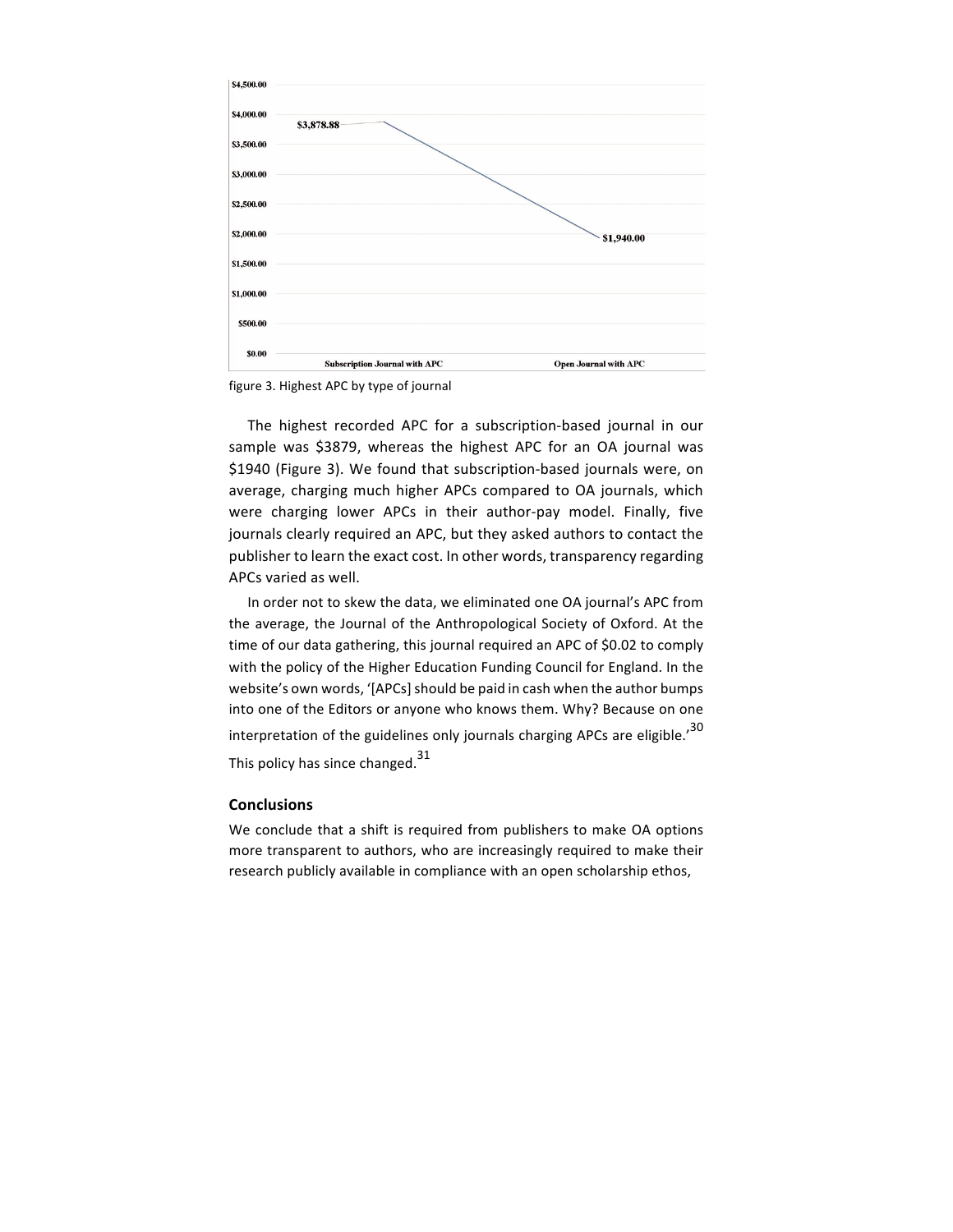figure 3. Highest APC by type of journal

The highest recorded APC for a subscription-based journal in our sample was $3879, whereas the highest APC for an OA journal was $1940 (Figure 3). We found that subscription-based journals were, on average, charging much higher APCs compared to OA journals, which were charging lower APCs in their author-pay model. Finally, five journals clearly required an APC, but they asked authors to contact the publisher to learn the exact cost. In other words, transparency regarding APCs varied as well.

In order not to skew the data, we eliminated one OA journal's APC from the average, the Journal of the Anthropological Society of Oxford. At the time of our data gathering, this journal required an APC of $0.02 to comply with the policy of the Higher Education Funding Council for England. In the website's own words, '[APCs] should be paid in cash when the author bumps into one of the Editors or anyone who knows them. Why? Because on one interpretation of the guidelines only journals charging APCs are eligible.'[30] This policy has since changed.[31]

## Conclusions

We conclude that a shift is required from publishers to make OA options more transparent to authors, who are increasingly required to make their research publicly available in compliance with an open scholarship ethos,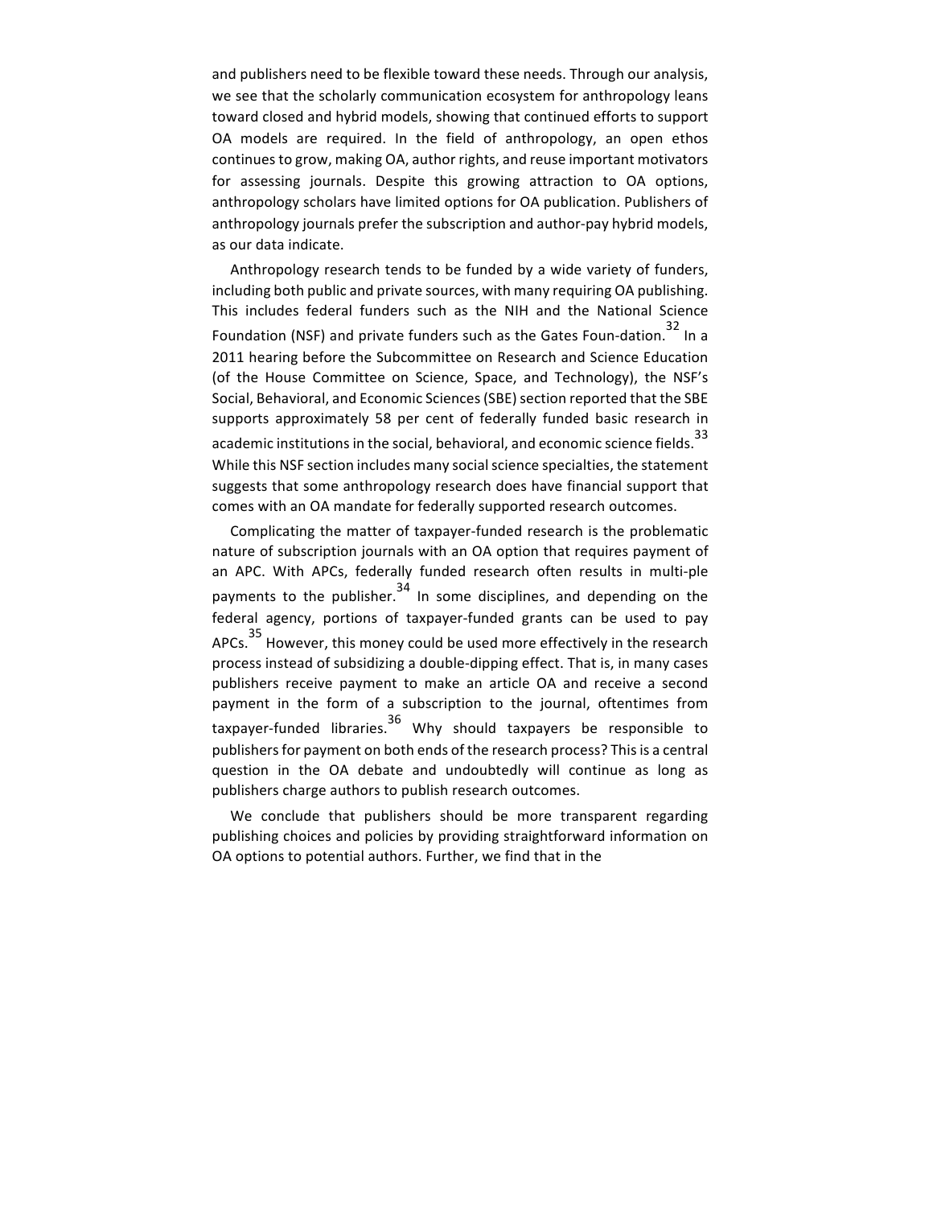and publishers need to be flexible toward these needs. Through our analysis, we see that the scholarly communication ecosystem for anthropology leans toward closed and hybrid models, showing that continued efforts to support OA models are required. In the field of anthropology, an open ethos continues to grow, making OA, author rights, and reuse important motivators for assessing journals. Despite this growing attraction to OA options, anthropology scholars have limited options for OA publication. Publishers of anthropology journals prefer the subscription and author-pay hybrid models, as our data indicate.

Anthropology research tends to be funded by a wide variety of funders, including both public and private sources, with many requiring OA publishing. This includes federal funders such as the NIH and the National Science Foundation (NSF) and private funders such as the Gates Foun-dation.[32] In a 2011 hearing before the Subcommittee on Research and Science Education (of the House Committee on Science, Space, and Technology), the NSF's Social, Behavioral, and Economic Sciences (SBE) section reported that the SBE supports approximately 58 per cent of federally funded basic research in academic institutions in the social, behavioral, and economic science fields.[33] While this NSF section includes many social science specialties, the statement suggests that some anthropology research does have financial support that comes with an OA mandate for federally supported research outcomes.

Complicating the matter of taxpayer-funded research is the problematic nature of subscription journals with an OA option that requires payment of an APC. With APCs, federally funded research often results in multi-ple payments to the publisher.[34] In some disciplines, and depending on the federal agency, portions of taxpayer-funded grants can be used to pay APCs.[35] However, this money could be used more effectively in the research process instead of subsidizing a double-dipping effect. That is, in many cases publishers receive payment to make an article OA and receive a second payment in the form of a subscription to the journal, oftentimes from taxpayer-funded libraries.[36] Why should taxpayers be responsible to publishers for payment on both ends of the research process? This is a central question in the OA debate and undoubtedly will continue as long as publishers charge authors to publish research outcomes.

We conclude that publishers should be more transparent regarding publishing choices and policies by providing straightforward information on OA options to potential authors. Further, we find that in the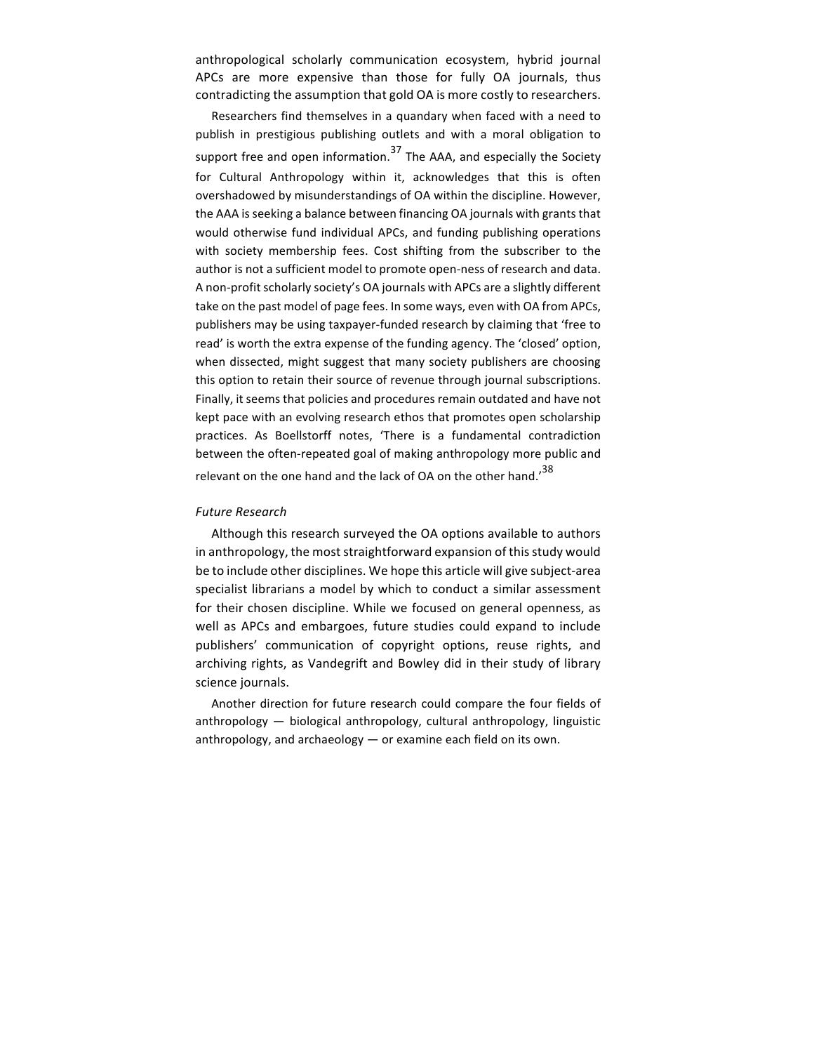anthropological scholarly communication ecosystem, hybrid journal APCs are more expensive than those for fully OA journals, thus contradicting the assumption that gold OA is more costly to researchers.

Researchers find themselves in a quandary when faced with a need to publish in prestigious publishing outlets and with a moral obligation to support free and open information.[37] The AAA, and especially the Society for Cultural Anthropology within it, acknowledges that this is often overshadowed by misunderstandings of OA within the discipline. However, the AAA is seeking a balance between financing OA journals with grants that would otherwise fund individual APCs, and funding publishing operations with society membership fees. Cost shifting from the subscriber to the author is not a sufficient model to promote open-ness of research and data. A non-profit scholarly society's OA journals with APCs are a slightly different take on the past model of page fees. In some ways, even with OA from APCs, publishers may be using taxpayer-funded research by claiming that 'free to read' is worth the extra expense of the funding agency. The 'closed' option, when dissected, might suggest that many society publishers are choosing this option to retain their source of revenue through journal subscriptions. Finally, it seems that policies and procedures remain outdated and have not kept pace with an evolving research ethos that promotes open scholarship practices. As Boellstorff notes, 'There is a fundamental contradiction between the often-repeated goal of making anthropology more public and relevant on the one hand and the lack of OA on the other hand.'[38]

*Future Research*

Although this research surveyed the OA options available to authors in anthropology, the most straightforward expansion of this study would be to include other disciplines. We hope this article will give subject-area specialist librarians a model by which to conduct a similar assessment for their chosen discipline. While we focused on general openness, as well as APCs and embargoes, future studies could expand to include publishers' communication of copyright options, reuse rights, and archiving rights, as Vandegrift and Bowley did in their study of library science journals.

Another direction for future research could compare the four fields of anthropology — biological anthropology, cultural anthropology, linguistic anthropology, and archaeology — or examine each field on its own.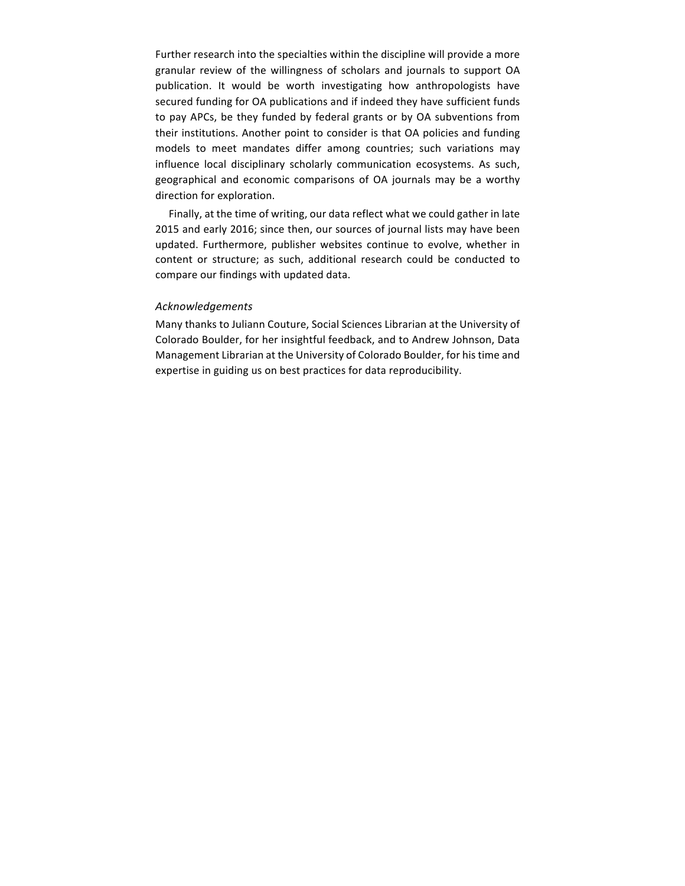Further research into the specialties within the discipline will provide a more granular review of the willingness of scholars and journals to support OA publication. It would be worth investigating how anthropologists have secured funding for OA publications and if indeed they have sufficient funds to pay APCs, be they funded by federal grants or by OA subventions from their institutions. Another point to consider is that OA policies and funding models to meet mandates differ among countries; such variations may influence local disciplinary scholarly communication ecosystems. As such, geographical and economic comparisons of OA journals may be a worthy direction for exploration.

Finally, at the time of writing, our data reflect what we could gather in late 2015 and early 2016; since then, our sources of journal lists may have been updated. Furthermore, publisher websites continue to evolve, whether in content or structure; as such, additional research could be conducted to compare our findings with updated data.

### *Acknowledgements*

Many thanks to Juliann Couture, Social Sciences Librarian at the University of Colorado Boulder, for her insightful feedback, and to Andrew Johnson, Data Management Librarian at the University of Colorado Boulder, for his time and expertise in guiding us on best practices for data reproducibility.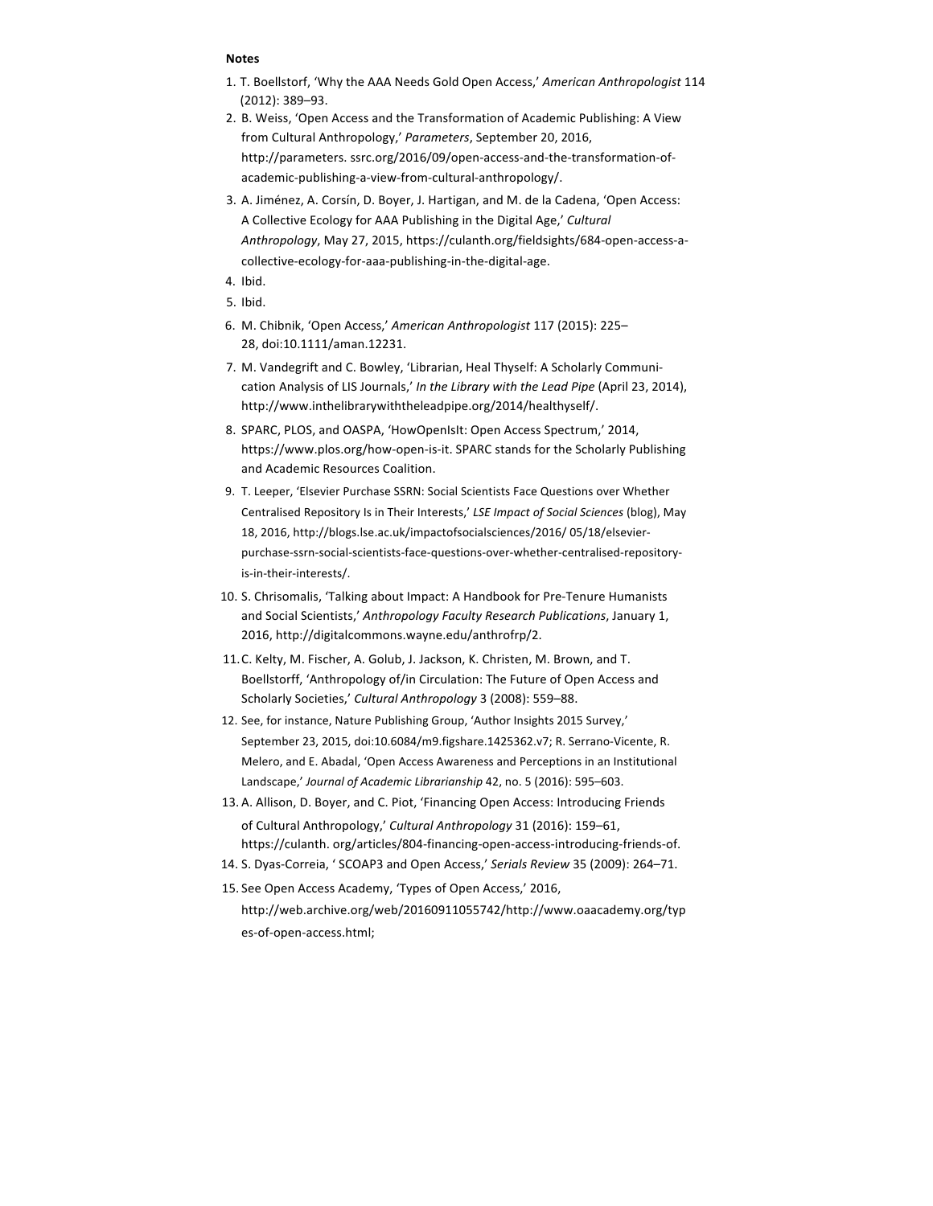**Notes**

1. T. Boellstorf, 'Why the AAA Needs Gold Open Access,' *American Anthropologist* 114 (2012): 389–93.
2. B. Weiss, 'Open Access and the Transformation of Academic Publishing: A View from Cultural Anthropology,' *Parameters*, September 20, 2016, http://parameters. ssrc.org/2016/09/open-access-and-the-transformation-of-academic-publishing-a-view-from-cultural-anthropology/.
3. A. Jiménez, A. Corsín, D. Boyer, J. Hartigan, and M. de la Cadena, 'Open Access: A Collective Ecology for AAA Publishing in the Digital Age,' *Cultural Anthropology*, May 27, 2015, https://culanth.org/fieldsights/684-open-access-a-collective-ecology-for-aaa-publishing-in-the-digital-age.
4. Ibid.
5. Ibid.
6. M. Chibnik, 'Open Access,' *American Anthropologist* 117 (2015): 225–28, doi:10.1111/aman.12231.
7. M. Vandegrift and C. Bowley, 'Librarian, Heal Thyself: A Scholarly Communication Analysis of LIS Journals,' *In the Library with the Lead Pipe* (April 23, 2014), http://www.inthelibrarywiththeleadpipe.org/2014/healthyself/.
8. SPARC, PLOS, and OASPA, 'HowOpenIsIt: Open Access Spectrum,' 2014, https://www.plos.org/how-open-is-it. SPARC stands for the Scholarly Publishing and Academic Resources Coalition.
9. T. Leeper, 'Elsevier Purchase SSRN: Social Scientists Face Questions over Whether Centralised Repository Is in Their Interests,' *LSE Impact of Social Sciences* (blog), May 18, 2016, http://blogs.lse.ac.uk/impactofsocialsciences/2016/ 05/18/elsevier-purchase-ssrn-social-scientists-face-questions-over-whether-centralised-repository-is-in-their-interests/.
10. S. Chrisomalis, 'Talking about Impact: A Handbook for Pre-Tenure Humanists and Social Scientists,' *Anthropology Faculty Research Publications*, January 1, 2016, http://digitalcommons.wayne.edu/anthrofrp/2.
11. C. Kelty, M. Fischer, A. Golub, J. Jackson, K. Christen, M. Brown, and T. Boellstorff, 'Anthropology of/in Circulation: The Future of Open Access and Scholarly Societies,' *Cultural Anthropology* 3 (2008): 559–88.
12. See, for instance, Nature Publishing Group, 'Author Insights 2015 Survey,' September 23, 2015, doi:10.6084/m9.figshare.1425362.v7; R. Serrano-Vicente, R. Melero, and E. Abadal, 'Open Access Awareness and Perceptions in an Institutional Landscape,' *Journal of Academic Librarianship* 42, no. 5 (2016): 595–603.
13. A. Allison, D. Boyer, and C. Piot, 'Financing Open Access: Introducing Friends of Cultural Anthropology,' *Cultural Anthropology* 31 (2016): 159–61, https://culanth. org/articles/804-financing-open-access-introducing-friends-of.
14. S. Dyas-Correia, ' SCOAP3 and Open Access,' *Serials Review* 35 (2009): 264–71.
15. See Open Access Academy, 'Types of Open Access,' 2016, http://web.archive.org/web/20160911055742/http://www.oaacademy.org/types-of-open-access.html;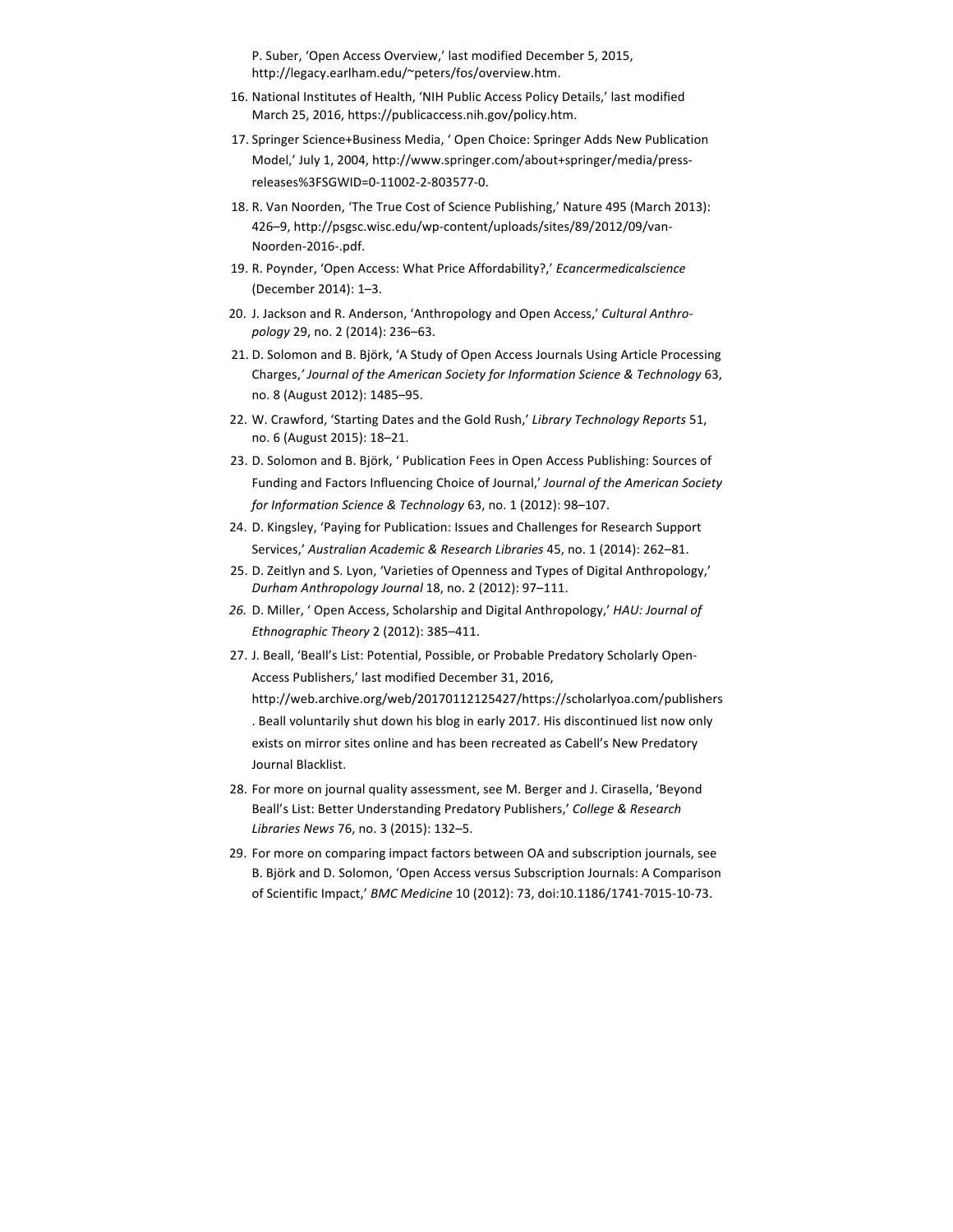P. Suber, 'Open Access Overview,' last modified December 5, 2015, http://legacy.earlham.edu/~peters/fos/overview.htm.

16. National Institutes of Health, 'NIH Public Access Policy Details,' last modified March 25, 2016, https://publicaccess.nih.gov/policy.htm.
17. Springer Science+Business Media, ' Open Choice: Springer Adds New Publication Model,' July 1, 2004, http://www.springer.com/about+springer/media/press-releases%3FSGWID=0-11002-2-803577-0.
18. R. Van Noorden, 'The True Cost of Science Publishing,' Nature 495 (March 2013): 426–9, http://psgsc.wisc.edu/wp-content/uploads/sites/89/2012/09/van-Noorden-2016-.pdf.
19. R. Poynder, 'Open Access: What Price Affordability?,' *Ecancermedicalscience* (December 2014): 1–3.
20. J. Jackson and R. Anderson, 'Anthropology and Open Access,' *Cultural Anthropology* 29, no. 2 (2014): 236–63.
21. D. Solomon and B. Björk, 'A Study of Open Access Journals Using Article Processing Charges,' *Journal of the American Society for Information Science & Technology* 63, no. 8 (August 2012): 1485–95.
22. W. Crawford, 'Starting Dates and the Gold Rush,' *Library Technology Reports* 51, no. 6 (August 2015): 18–21.
23. D. Solomon and B. Björk, ' Publication Fees in Open Access Publishing: Sources of Funding and Factors Influencing Choice of Journal,' *Journal of the American Society for Information Science & Technology* 63, no. 1 (2012): 98–107.
24. D. Kingsley, 'Paying for Publication: Issues and Challenges for Research Support Services,' *Australian Academic & Research Libraries* 45, no. 1 (2014): 262–81.
25. D. Zeitlyn and S. Lyon, 'Varieties of Openness and Types of Digital Anthropology,' *Durham Anthropology Journal* 18, no. 2 (2012): 97–111.
26. D. Miller, ' Open Access, Scholarship and Digital Anthropology,' *HAU: Journal of Ethnographic Theory* 2 (2012): 385–411.
27. J. Beall, 'Beall's List: Potential, Possible, or Probable Predatory Scholarly Open-Access Publishers,' last modified December 31, 2016, http://web.archive.org/web/20170112125427/https://scholarlyoa.com/publishers . Beall voluntarily shut down his blog in early 2017. His discontinued list now only exists on mirror sites online and has been recreated as Cabell's New Predatory Journal Blacklist.
28. For more on journal quality assessment, see M. Berger and J. Cirasella, 'Beyond Beall's List: Better Understanding Predatory Publishers,' *College & Research Libraries News* 76, no. 3 (2015): 132–5.
29. For more on comparing impact factors between OA and subscription journals, see B. Björk and D. Solomon, 'Open Access versus Subscription Journals: A Comparison of Scientific Impact,' *BMC Medicine* 10 (2012): 73, doi:10.1186/1741-7015-10-73.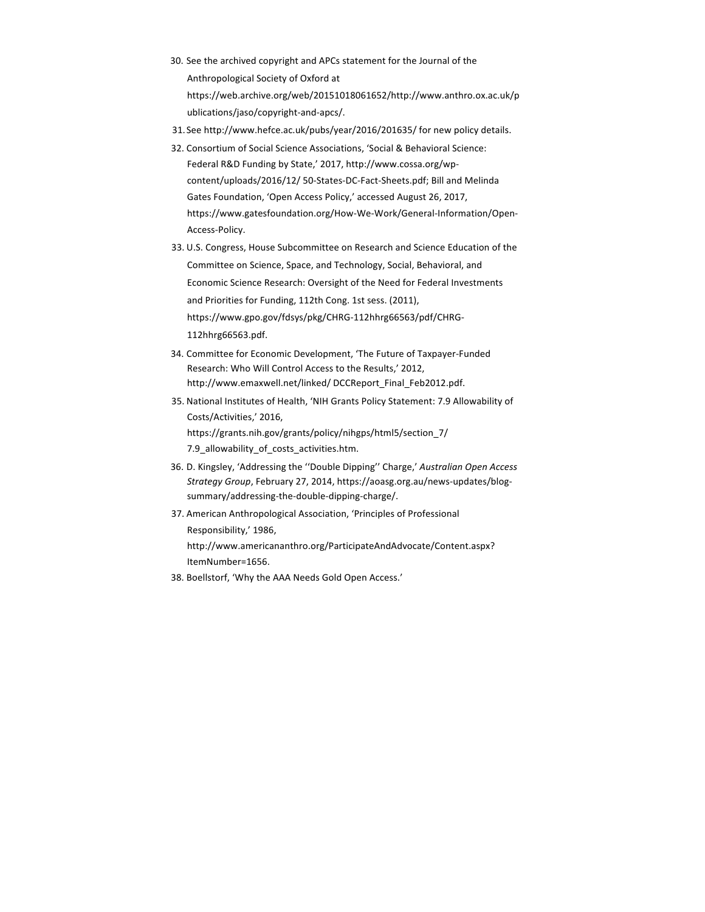30. See the archived copyright and APCs statement for the Journal of the Anthropological Society of Oxford at https://web.archive.org/web/20151018061652/http://www.anthro.ox.ac.uk/publications/jaso/copyright-and-apcs/.
31. See http://www.hefce.ac.uk/pubs/year/2016/201635/ for new policy details.
32. Consortium of Social Science Associations, 'Social & Behavioral Science: Federal R&D Funding by State,' 2017, http://www.cossa.org/wp-content/uploads/2016/12/ 50-States-DC-Fact-Sheets.pdf; Bill and Melinda Gates Foundation, 'Open Access Policy,' accessed August 26, 2017, https://www.gatesfoundation.org/How-We-Work/General-Information/Open-Access-Policy.
33. U.S. Congress, House Subcommittee on Research and Science Education of the Committee on Science, Space, and Technology, Social, Behavioral, and Economic Science Research: Oversight of the Need for Federal Investments and Priorities for Funding, 112th Cong. 1st sess. (2011), https://www.gpo.gov/fdsys/pkg/CHRG-112hhrg66563/pdf/CHRG-112hhrg66563.pdf.
34. Committee for Economic Development, 'The Future of Taxpayer-Funded Research: Who Will Control Access to the Results,' 2012, http://www.emaxwell.net/linked/ DCCReport_Final_Feb2012.pdf.
35. National Institutes of Health, 'NIH Grants Policy Statement: 7.9 Allowability of Costs/Activities,' 2016, https://grants.nih.gov/grants/policy/nihgps/html5/section_7/ 7.9_allowability_of_costs_activities.htm.
36. D. Kingsley, 'Addressing the ''Double Dipping'' Charge,' *Australian Open Access Strategy Group*, February 27, 2014, https://aoasg.org.au/news-updates/blog-summary/addressing-the-double-dipping-charge/.
37. American Anthropological Association, 'Principles of Professional Responsibility,' 1986, http://www.americananthro.org/ParticipateAndAdvocate/Content.aspx? ItemNumber=1656.
38. Boellstorf, 'Why the AAA Needs Gold Open Access.'